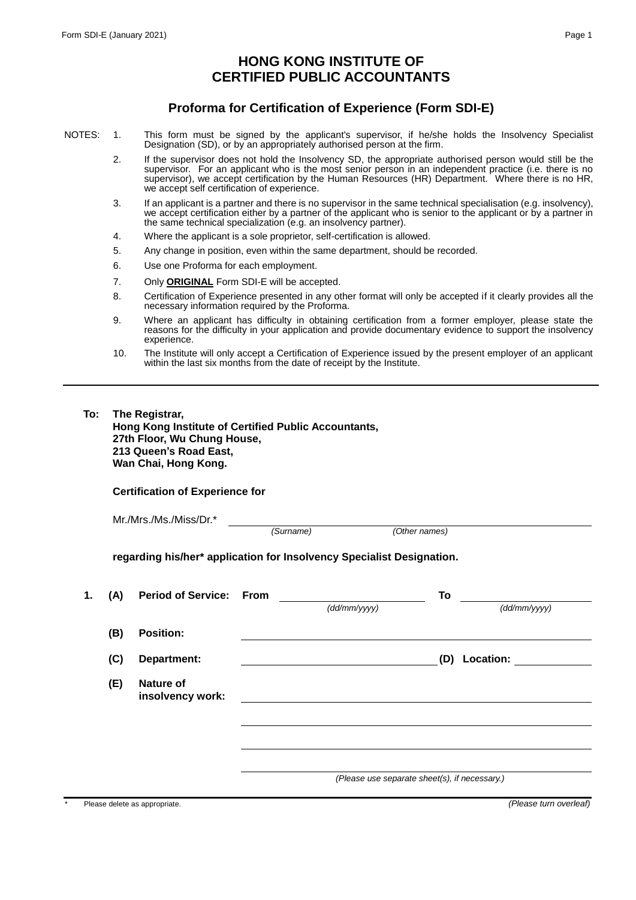# HONG KONG INSTITUTE OF CERTIFIED PUBLIC ACCOUNTANTS

## Proforma for Certification of Experience (Form SDI-E)

NOTES:

1. This form must be signed by the applicant's supervisor, if he/she holds the Insolvency Specialist Designation (SD), or by an appropriately authorised person at the firm.
2. If the supervisor does not hold the Insolvency SD, the appropriate authorised person would still be the supervisor. For an applicant who is the most senior person in an independent practice (i.e. there is no supervisor), we accept certification by the Human Resources (HR) Department. Where there is no HR, we accept self certification of experience.
3. If an applicant is a partner and there is no supervisor in the same technical specialisation (e.g. insolvency), we accept certification either by a partner of the applicant who is senior to the applicant or by a partner in the same technical specialization (e.g. an insolvency partner).
4. Where the applicant is a sole proprietor, self-certification is allowed.
5. Any change in position, even within the same department, should be recorded.
6. Use one Proforma for each employment.
7. Only **ORIGINAL** Form SDI-E will be accepted.
8. Certification of Experience presented in any other format will only be accepted if it clearly provides all the necessary information required by the Proforma.
9. Where an applicant has difficulty in obtaining certification from a former employer, please state the reasons for the difficulty in your application and provide documentary evidence to support the insolvency experience.
10. The Institute will only accept a Certification of Experience issued by the present employer of an applicant within the last six months from the date of receipt by the Institute.

---

**To: The Registrar,**
**Hong Kong Institute of Certified Public Accountants,**
**27th Floor, Wu Chung House,**
**213 Queen's Road East,**
**Wan Chai, Hong Kong.**

**Certification of Experience for**

Mr./Mrs./Ms./Miss/Dr.* ______________________________________
*(Surname)* *(Other names)*

**regarding his/her* application for Insolvency Specialist Designation.**

**1. (A) Period of Service: From** ____________________ **To** ____________________
*(dd/mm/yyyy)* *(dd/mm/yyyy)*

**(B) Position:** ______________________________________

**(C) Department:** ____________________ **(D) Location:** ____________

**(E) Nature of insolvency work:** ______________________________________

______________________________________

______________________________________

______________________________________

*(Please use separate sheet(s), if necessary.)*

\* Please delete as appropriate.

*(Please turn overleaf)*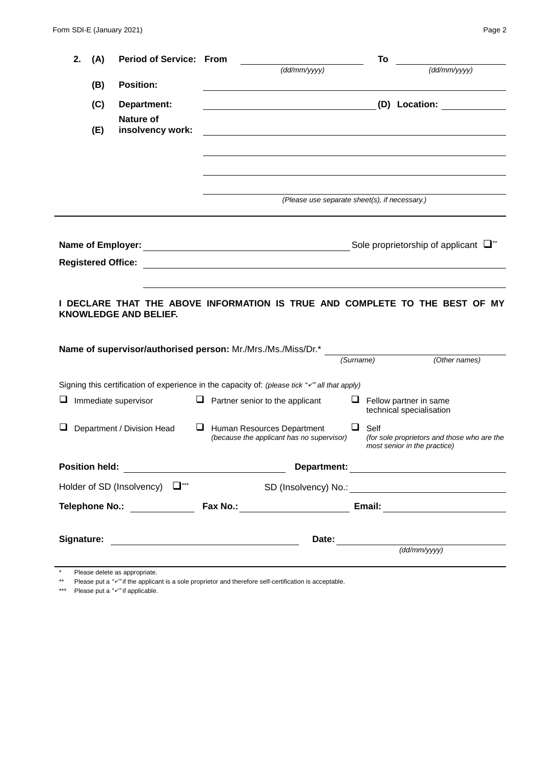**2. (A) Period of Service: From** \_\_\_\_\_\_\_\_\_\_\_\_\_\_\_\_\_\_ *(dd/mm/yyyy)* **To** \_\_\_\_\_\_\_\_\_\_\_\_\_\_\_\_\_\_ *(dd/mm/yyyy)*

**(B) Position:** \_\_\_\_\_\_\_\_\_\_\_\_\_\_\_\_\_\_\_\_\_\_\_\_\_\_\_\_\_\_\_\_\_\_\_\_

**(C) Department:** \_\_\_\_\_\_\_\_\_\_\_\_\_\_\_\_\_\_\_\_ **(D) Location:** \_\_\_\_\_\_\_\_\_\_

**(E) Nature of insolvency work:** \_\_\_\_\_\_\_\_\_\_\_\_\_\_\_\_\_\_\_\_\_\_\_\_\_\_\_\_\_\_\_\_\_\_\_\_

\_\_\_\_\_\_\_\_\_\_\_\_\_\_\_\_\_\_\_\_\_\_\_\_\_\_\_\_\_\_\_\_\_\_\_\_

\_\_\_\_\_\_\_\_\_\_\_\_\_\_\_\_\_\_\_\_\_\_\_\_\_\_\_\_\_\_\_\_\_\_\_\_

\_\_\_\_\_\_\_\_\_\_\_\_\_\_\_\_\_\_\_\_\_\_\_\_\_\_\_\_\_\_\_\_\_\_\_\_

*(Please use separate sheet(s), if necessary.)*

---

**Name of Employer:** \_\_\_\_\_\_\_\_\_\_\_\_\_\_\_\_\_\_\_\_\_\_\_\_\_\_\_\_ Sole proprietorship of applicant ❑**

**Registered Office:** \_\_\_\_\_\_\_\_\_\_\_\_\_\_\_\_\_\_\_\_\_\_\_\_\_\_\_\_\_\_\_\_\_\_\_\_

\_\_\_\_\_\_\_\_\_\_\_\_\_\_\_\_\_\_\_\_\_\_\_\_\_\_\_\_\_\_\_\_\_\_\_\_

**I DECLARE THAT THE ABOVE INFORMATION IS TRUE AND COMPLETE TO THE BEST OF MY KNOWLEDGE AND BELIEF.**

**Name of supervisor/authorised person:** Mr./Mrs./Ms./Miss/Dr.* \_\_\_\_\_\_\_\_\_\_\_\_\_\_\_\_\_\_\_\_\_\_\_\_ *(Surname)* *(Other names)*

Signing this certification of experience in the capacity of: *(please tick "✓" all that apply)*

- ❑ Immediate supervisor
- ❑ Partner senior to the applicant
- ❑ Fellow partner in same technical specialisation
- ❑ Department / Division Head
- ❑ Human Resources Department *(because the applicant has no supervisor)*
- ❑ Self *(for sole proprietors and those who are the most senior in the practice)*

**Position held:** \_\_\_\_\_\_\_\_\_\_\_\_\_\_\_\_\_\_ **Department:** \_\_\_\_\_\_\_\_\_\_\_\_\_\_\_\_\_\_

Holder of SD (Insolvency) ❑*** SD (Insolvency) No.: \_\_\_\_\_\_\_\_\_\_\_\_\_\_\_\_\_\_

**Telephone No.:** \_\_\_\_\_\_\_\_\_\_ **Fax No.:** \_\_\_\_\_\_\_\_\_\_\_\_\_\_ **Email:** \_\_\_\_\_\_\_\_\_\_\_\_\_\_

**Signature:** \_\_\_\_\_\_\_\_\_\_\_\_\_\_\_\_\_\_\_\_\_\_\_\_ **Date:** \_\_\_\_\_\_\_\_\_\_\_\_\_\_\_\_\_\_ *(dd/mm/yyyy)*

---

\* Please delete as appropriate.

\** Please put a "✓" if the applicant is a sole proprietor and therefore self-certification is acceptable.

\*** Please put a "✓" if applicable.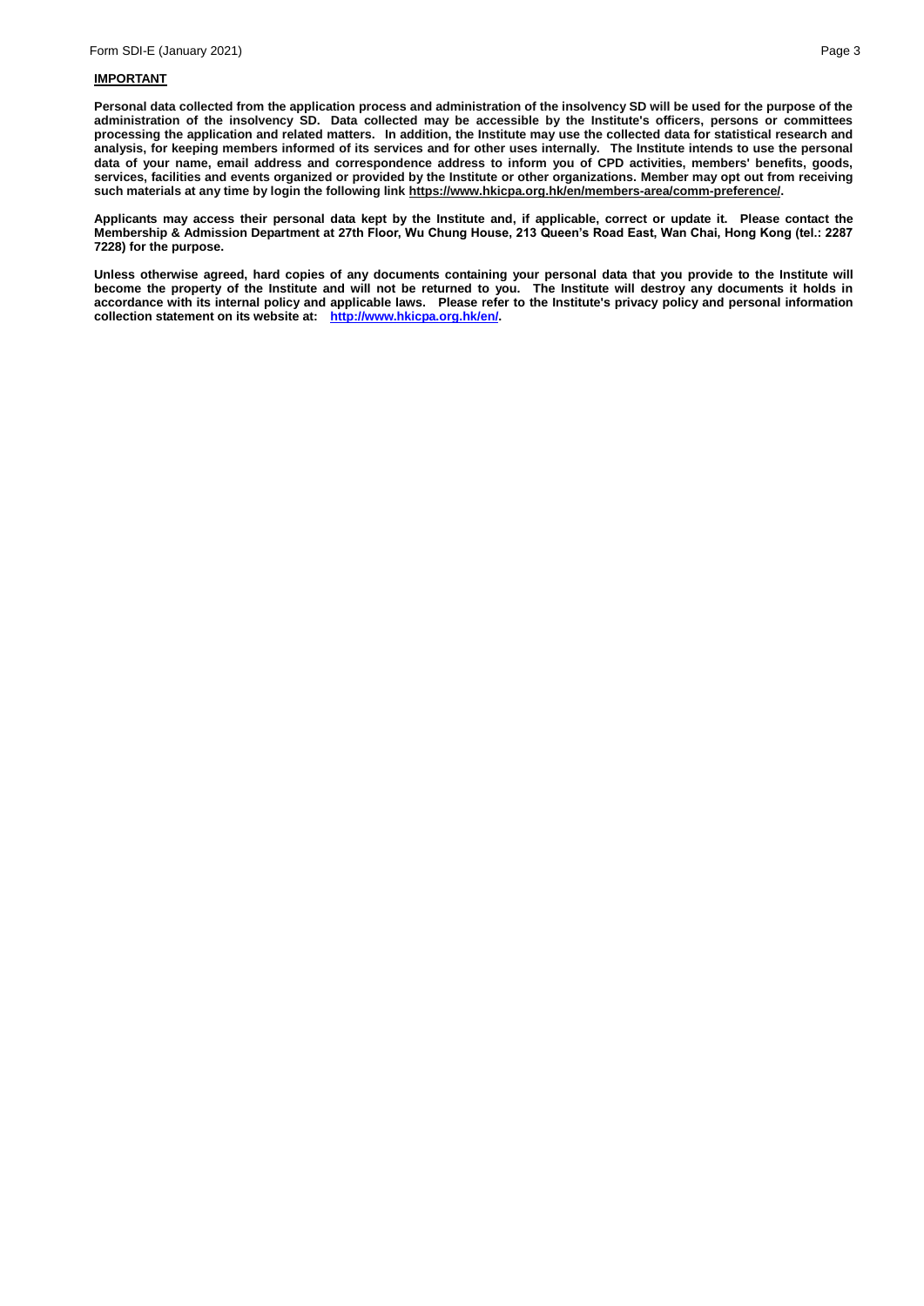**IMPORTANT**

**Personal data collected from the application process and administration of the insolvency SD will be used for the purpose of the administration of the insolvency SD. Data collected may be accessible by the Institute's officers, persons or committees processing the application and related matters. In addition, the Institute may use the collected data for statistical research and analysis, for keeping members informed of its services and for other uses internally. The Institute intends to use the personal data of your name, email address and correspondence address to inform you of CPD activities, members' benefits, goods, services, facilities and events organized or provided by the Institute or other organizations. Member may opt out from receiving such materials at any time by login the following link https://www.hkicpa.org.hk/en/members-area/comm-preference/.**

**Applicants may access their personal data kept by the Institute and, if applicable, correct or update it. Please contact the Membership & Admission Department at 27th Floor, Wu Chung House, 213 Queen's Road East, Wan Chai, Hong Kong (tel.: 2287 7228) for the purpose.**

**Unless otherwise agreed, hard copies of any documents containing your personal data that you provide to the Institute will become the property of the Institute and will not be returned to you. The Institute will destroy any documents it holds in accordance with its internal policy and applicable laws. Please refer to the Institute's privacy policy and personal information collection statement on its website at: http://www.hkicpa.org.hk/en/.**